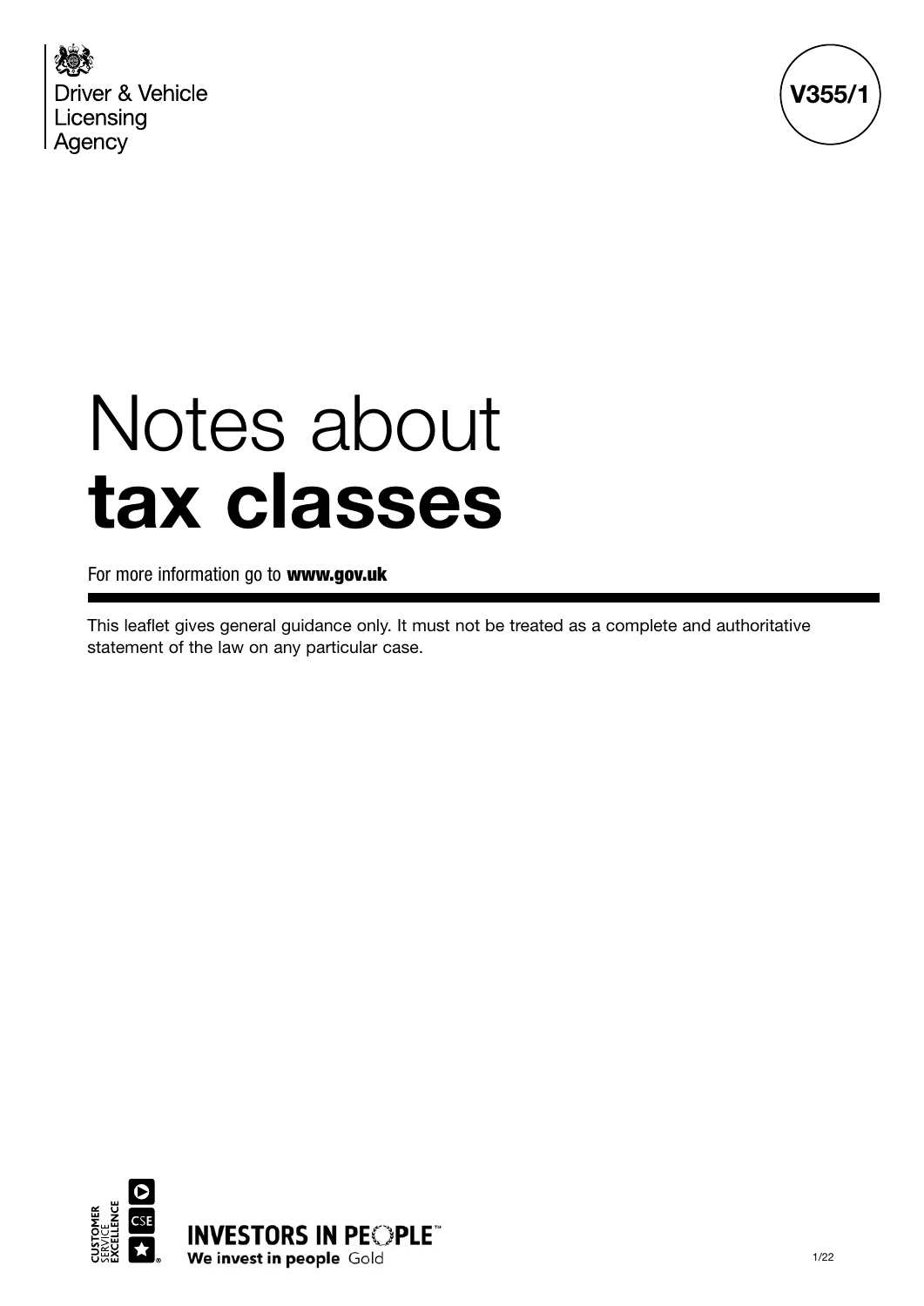Driver & Vehicle Licensing Agency

V355/1

# Notes about **tax classes**

For more information go to **www.gov.uk**

This leaflet gives general guidance only. It must not be treated as a complete and authoritative statement of the law on any particular case.

INVESTORS IN PEOPLE™
We invest in people Gold

1/22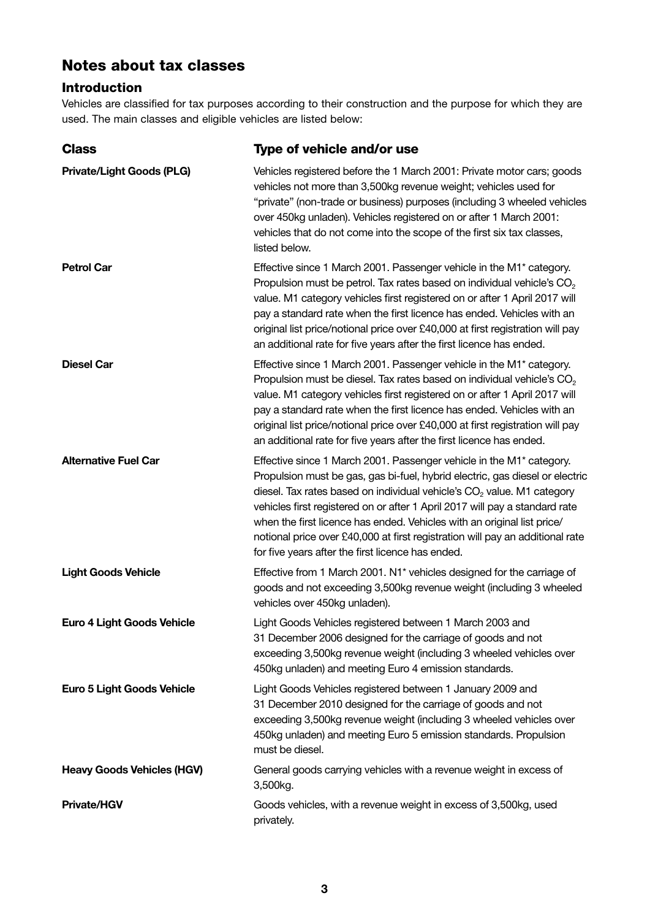## Notes about tax classes

### Introduction

Vehicles are classified for tax purposes according to their construction and the purpose for which they are used. The main classes and eligible vehicles are listed below:

| Class | Type of vehicle and/or use |
|---|---|
| **Private/Light Goods (PLG)** | Vehicles registered before the 1 March 2001: Private motor cars; goods vehicles not more than 3,500kg revenue weight; vehicles used for "private" (non-trade or business) purposes (including 3 wheeled vehicles over 450kg unladen). Vehicles registered on or after 1 March 2001: vehicles that do not come into the scope of the first six tax classes, listed below. |
| **Petrol Car** | Effective since 1 March 2001. Passenger vehicle in the M1* category. Propulsion must be petrol. Tax rates based on individual vehicle's $CO_2$ value. M1 category vehicles first registered on or after 1 April 2017 will pay a standard rate when the first licence has ended. Vehicles with an original list price/notional price over £40,000 at first registration will pay an additional rate for five years after the first licence has ended. |
| **Diesel Car** | Effective since 1 March 2001. Passenger vehicle in the M1* category. Propulsion must be diesel. Tax rates based on individual vehicle's $CO_2$ value. M1 category vehicles first registered on or after 1 April 2017 will pay a standard rate when the first licence has ended. Vehicles with an original list price/notional price over £40,000 at first registration will pay an additional rate for five years after the first licence has ended. |
| **Alternative Fuel Car** | Effective since 1 March 2001. Passenger vehicle in the M1* category. Propulsion must be gas, gas bi-fuel, hybrid electric, gas diesel or electric diesel. Tax rates based on individual vehicle's $CO_2$ value. M1 category vehicles first registered on or after 1 April 2017 will pay a standard rate when the first licence has ended. Vehicles with an original list price/ notional price over £40,000 at first registration will pay an additional rate for five years after the first licence has ended. |
| **Light Goods Vehicle** | Effective from 1 March 2001. N1* vehicles designed for the carriage of goods and not exceeding 3,500kg revenue weight (including 3 wheeled vehicles over 450kg unladen). |
| **Euro 4 Light Goods Vehicle** | Light Goods Vehicles registered between 1 March 2003 and 31 December 2006 designed for the carriage of goods and not exceeding 3,500kg revenue weight (including 3 wheeled vehicles over 450kg unladen) and meeting Euro 4 emission standards. |
| **Euro 5 Light Goods Vehicle** | Light Goods Vehicles registered between 1 January 2009 and 31 December 2010 designed for the carriage of goods and not exceeding 3,500kg revenue weight (including 3 wheeled vehicles over 450kg unladen) and meeting Euro 5 emission standards. Propulsion must be diesel. |
| **Heavy Goods Vehicles (HGV)** | General goods carrying vehicles with a revenue weight in excess of 3,500kg. |
| **Private/HGV** | Goods vehicles, with a revenue weight in excess of 3,500kg, used privately. |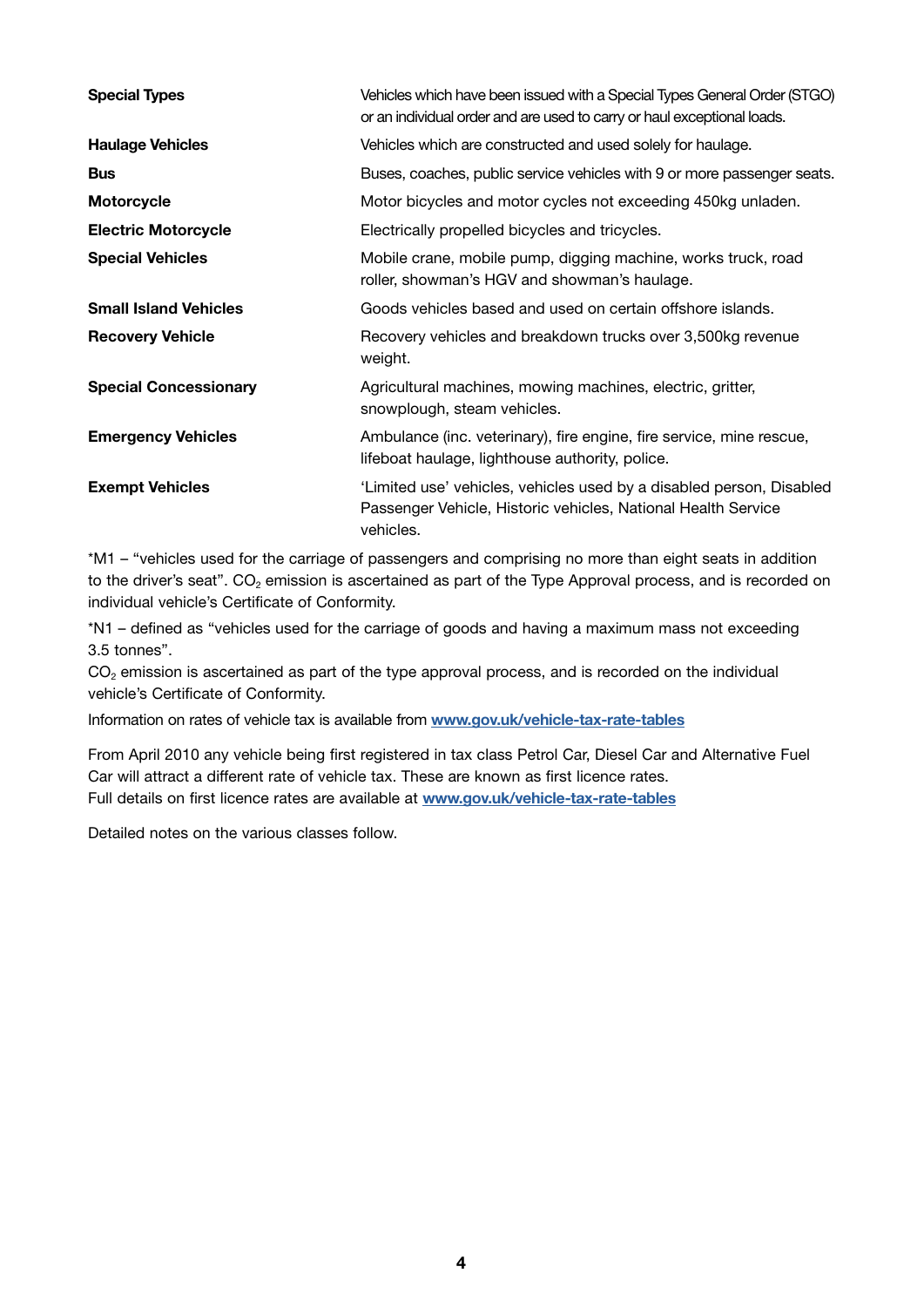| | |
|---|---|
| **Special Types** | Vehicles which have been issued with a Special Types General Order (STGO) or an individual order and are used to carry or haul exceptional loads. |
| **Haulage Vehicles** | Vehicles which are constructed and used solely for haulage. |
| **Bus** | Buses, coaches, public service vehicles with 9 or more passenger seats. |
| **Motorcycle** | Motor bicycles and motor cycles not exceeding 450kg unladen. |
| **Electric Motorcycle** | Electrically propelled bicycles and tricycles. |
| **Special Vehicles** | Mobile crane, mobile pump, digging machine, works truck, road roller, showman's HGV and showman's haulage. |
| **Small Island Vehicles** | Goods vehicles based and used on certain offshore islands. |
| **Recovery Vehicle** | Recovery vehicles and breakdown trucks over 3,500kg revenue weight. |
| **Special Concessionary** | Agricultural machines, mowing machines, electric, gritter, snowplough, steam vehicles. |
| **Emergency Vehicles** | Ambulance (inc. veterinary), fire engine, fire service, mine rescue, lifeboat haulage, lighthouse authority, police. |
| **Exempt Vehicles** | 'Limited use' vehicles, vehicles used by a disabled person, Disabled Passenger Vehicle, Historic vehicles, National Health Service vehicles. |

*M1 – "vehicles used for the carriage of passengers and comprising no more than eight seats in addition to the driver's seat". $CO_2$ emission is ascertained as part of the Type Approval process, and is recorded on individual vehicle's Certificate of Conformity.

*N1 – defined as "vehicles used for the carriage of goods and having a maximum mass not exceeding 3.5 tonnes".
$CO_2$ emission is ascertained as part of the type approval process, and is recorded on the individual vehicle's Certificate of Conformity.

Information on rates of vehicle tax is available from **www.gov.uk/vehicle-tax-rate-tables**

From April 2010 any vehicle being first registered in tax class Petrol Car, Diesel Car and Alternative Fuel Car will attract a different rate of vehicle tax. These are known as first licence rates.
Full details on first licence rates are available at **www.gov.uk/vehicle-tax-rate-tables**

Detailed notes on the various classes follow.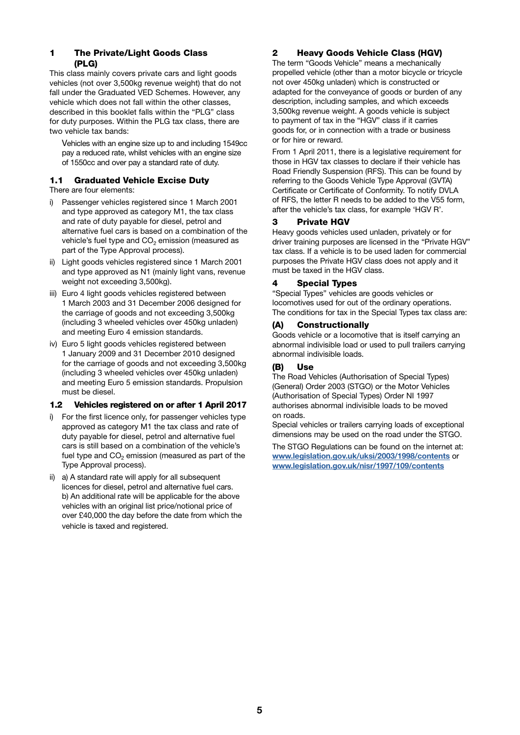## 1 The Private/Light Goods Class (PLG)

This class mainly covers private cars and light goods vehicles (not over 3,500kg revenue weight) that do not fall under the Graduated VED Schemes. However, any vehicle which does not fall within the other classes, described in this booklet falls within the "PLG" class for duty purposes. Within the PLG tax class, there are two vehicle tax bands:

Vehicles with an engine size up to and including 1549cc pay a reduced rate, whilst vehicles with an engine size of 1550cc and over pay a standard rate of duty.

### 1.1 Graduated Vehicle Excise Duty

There are four elements:

i) Passenger vehicles registered since 1 March 2001 and type approved as category M1, the tax class and rate of duty payable for diesel, petrol and alternative fuel cars is based on a combination of the vehicle's fuel type and $CO_2$ emission (measured as part of the Type Approval process).

ii) Light goods vehicles registered since 1 March 2001 and type approved as N1 (mainly light vans, revenue weight not exceeding 3,500kg).

iii) Euro 4 light goods vehicles registered between 1 March 2003 and 31 December 2006 designed for the carriage of goods and not exceeding 3,500kg (including 3 wheeled vehicles over 450kg unladen) and meeting Euro 4 emission standards.

iv) Euro 5 light goods vehicles registered between 1 January 2009 and 31 December 2010 designed for the carriage of goods and not exceeding 3,500kg (including 3 wheeled vehicles over 450kg unladen) and meeting Euro 5 emission standards. Propulsion must be diesel.

### 1.2 Vehicles registered on or after 1 April 2017

i) For the first licence only, for passenger vehicles type approved as category M1 the tax class and rate of duty payable for diesel, petrol and alternative fuel cars is still based on a combination of the vehicle's fuel type and $CO_2$ emission (measured as part of the Type Approval process).

ii) a) A standard rate will apply for all subsequent licences for diesel, petrol and alternative fuel cars.
b) An additional rate will be applicable for the above vehicles with an original list price/notional price of over £40,000 the day before the date from which the vehicle is taxed and registered.

## 2 Heavy Goods Vehicle Class (HGV)

The term "Goods Vehicle" means a mechanically propelled vehicle (other than a motor bicycle or tricycle not over 450kg unladen) which is constructed or adapted for the conveyance of goods or burden of any description, including samples, and which exceeds 3,500kg revenue weight. A goods vehicle is subject to payment of tax in the "HGV" class if it carries goods for, or in connection with a trade or business or for hire or reward.

From 1 April 2011, there is a legislative requirement for those in HGV tax classes to declare if their vehicle has Road Friendly Suspension (RFS). This can be found by referring to the Goods Vehicle Type Approval (GVTA) Certificate or Certificate of Conformity. To notify DVLA of RFS, the letter R needs to be added to the V55 form, after the vehicle's tax class, for example 'HGV R'.

## 3 Private HGV

Heavy goods vehicles used unladen, privately or for driver training purposes are licensed in the "Private HGV" tax class. If a vehicle is to be used laden for commercial purposes the Private HGV class does not apply and it must be taxed in the HGV class.

## 4 Special Types

"Special Types" vehicles are goods vehicles or locomotives used for out of the ordinary operations. The conditions for tax in the Special Types tax class are:

### (A) Constructionally

Goods vehicle or a locomotive that is itself carrying an abnormal indivisible load or used to pull trailers carrying abnormal indivisible loads.

### (B) Use

The Road Vehicles (Authorisation of Special Types) (General) Order 2003 (STGO) or the Motor Vehicles (Authorisation of Special Types) Order NI 1997 authorises abnormal indivisible loads to be moved on roads.

Special vehicles or trailers carrying loads of exceptional dimensions may be used on the road under the STGO.

The STGO Regulations can be found on the internet at: **www.legislation.gov.uk/uksi/2003/1998/contents** or **www.legislation.gov.uk/nisr/1997/109/contents**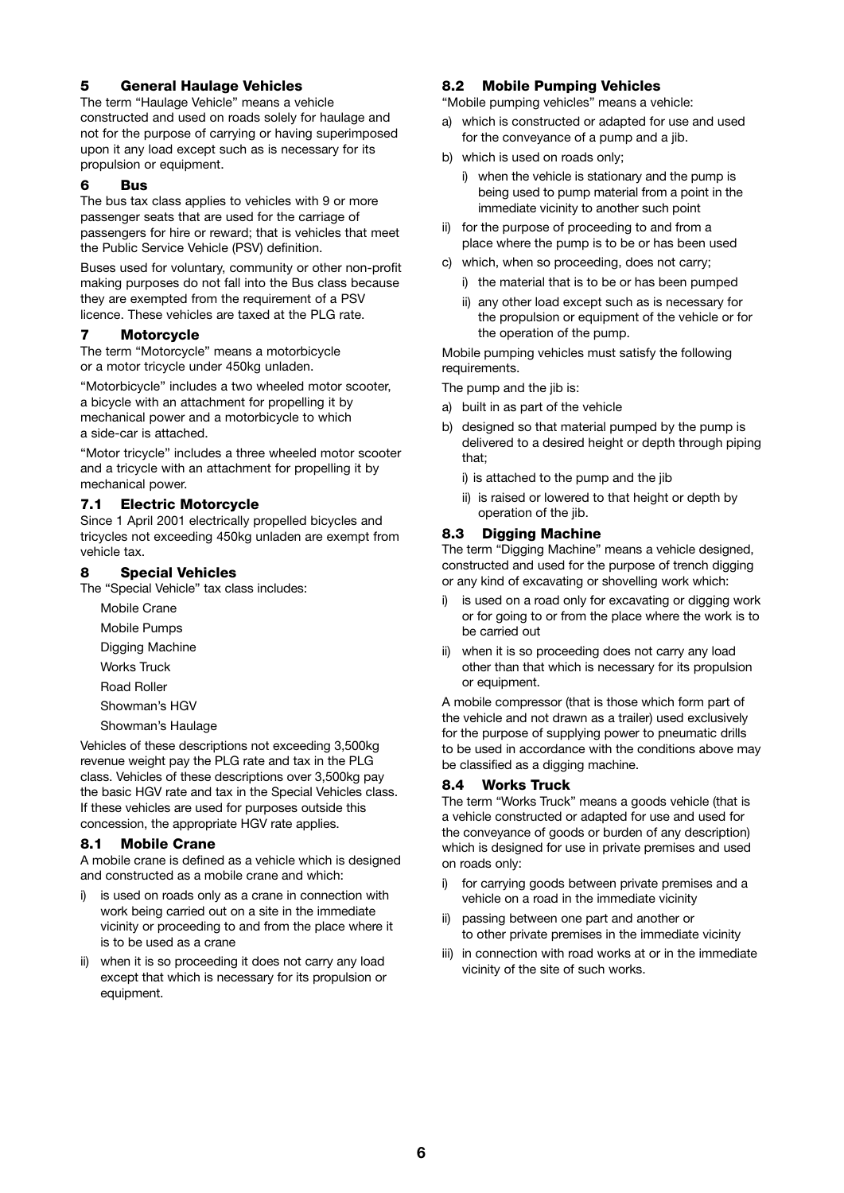## 5 General Haulage Vehicles

The term "Haulage Vehicle" means a vehicle constructed and used on roads solely for haulage and not for the purpose of carrying or having superimposed upon it any load except such as is necessary for its propulsion or equipment.

## 6 Bus

The bus tax class applies to vehicles with 9 or more passenger seats that are used for the carriage of passengers for hire or reward; that is vehicles that meet the Public Service Vehicle (PSV) definition.

Buses used for voluntary, community or other non-profit making purposes do not fall into the Bus class because they are exempted from the requirement of a PSV licence. These vehicles are taxed at the PLG rate.

## 7 Motorcycle

The term "Motorcycle" means a motorbicycle or a motor tricycle under 450kg unladen.

"Motorbicycle" includes a two wheeled motor scooter, a bicycle with an attachment for propelling it by mechanical power and a motorbicycle to which a side-car is attached.

"Motor tricycle" includes a three wheeled motor scooter and a tricycle with an attachment for propelling it by mechanical power.

### 7.1 Electric Motorcycle

Since 1 April 2001 electrically propelled bicycles and tricycles not exceeding 450kg unladen are exempt from vehicle tax.

## 8 Special Vehicles

The "Special Vehicle" tax class includes:

- Mobile Crane
- Mobile Pumps
- Digging Machine
- Works Truck
- Road Roller
- Showman's HGV
- Showman's Haulage

Vehicles of these descriptions not exceeding 3,500kg revenue weight pay the PLG rate and tax in the PLG class. Vehicles of these descriptions over 3,500kg pay the basic HGV rate and tax in the Special Vehicles class. If these vehicles are used for purposes outside this concession, the appropriate HGV rate applies.

### 8.1 Mobile Crane

A mobile crane is defined as a vehicle which is designed and constructed as a mobile crane and which:

i) is used on roads only as a crane in connection with work being carried out on a site in the immediate vicinity or proceeding to and from the place where it is to be used as a crane

ii) when it is so proceeding it does not carry any load except that which is necessary for its propulsion or equipment.

### 8.2 Mobile Pumping Vehicles

"Mobile pumping vehicles" means a vehicle:

a) which is constructed or adapted for use and used for the conveyance of a pump and a jib.

b) which is used on roads only;

   i) when the vehicle is stationary and the pump is being used to pump material from a point in the immediate vicinity to another such point

ii) for the purpose of proceeding to and from a place where the pump is to be or has been used

c) which, when so proceeding, does not carry;

   i) the material that is to be or has been pumped

   ii) any other load except such as is necessary for the propulsion or equipment of the vehicle or for the operation of the pump.

Mobile pumping vehicles must satisfy the following requirements.

The pump and the jib is:

a) built in as part of the vehicle

b) designed so that material pumped by the pump is delivered to a desired height or depth through piping that;

   i) is attached to the pump and the jib

   ii) is raised or lowered to that height or depth by operation of the jib.

### 8.3 Digging Machine

The term "Digging Machine" means a vehicle designed, constructed and used for the purpose of trench digging or any kind of excavating or shovelling work which:

i) is used on a road only for excavating or digging work or for going to or from the place where the work is to be carried out

ii) when it is so proceeding does not carry any load other than that which is necessary for its propulsion or equipment.

A mobile compressor (that is those which form part of the vehicle and not drawn as a trailer) used exclusively for the purpose of supplying power to pneumatic drills to be used in accordance with the conditions above may be classified as a digging machine.

### 8.4 Works Truck

The term "Works Truck" means a goods vehicle (that is a vehicle constructed or adapted for use and used for the conveyance of goods or burden of any description) which is designed for use in private premises and used on roads only:

i) for carrying goods between private premises and a vehicle on a road in the immediate vicinity

ii) passing between one part and another or to other private premises in the immediate vicinity

iii) in connection with road works at or in the immediate vicinity of the site of such works.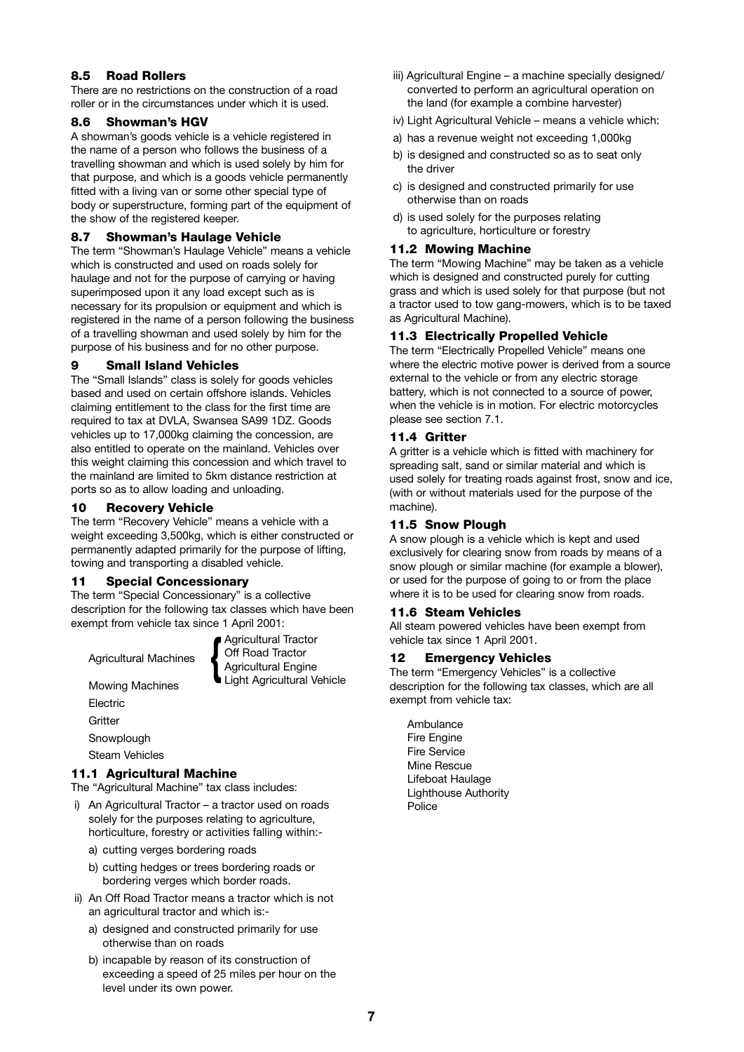### 8.5 Road Rollers

There are no restrictions on the construction of a road roller or in the circumstances under which it is used.

### 8.6 Showman's HGV

A showman's goods vehicle is a vehicle registered in the name of a person who follows the business of a travelling showman and which is used solely by him for that purpose, and which is a goods vehicle permanently fitted with a living van or some other special type of body or superstructure, forming part of the equipment of the show of the registered keeper.

### 8.7 Showman's Haulage Vehicle

The term "Showman's Haulage Vehicle" means a vehicle which is constructed and used on roads solely for haulage and not for the purpose of carrying or having superimposed upon it any load except such as is necessary for its propulsion or equipment and which is registered in the name of a person following the business of a travelling showman and used solely by him for the purpose of his business and for no other purpose.

## 9 Small Island Vehicles

The "Small Islands" class is solely for goods vehicles based and used on certain offshore islands. Vehicles claiming entitlement to the class for the first time are required to tax at DVLA, Swansea SA99 1DZ. Goods vehicles up to 17,000kg claiming the concession, are also entitled to operate on the mainland. Vehicles over this weight claiming this concession and which travel to the mainland are limited to 5km distance restriction at ports so as to allow loading and unloading.

## 10 Recovery Vehicle

The term "Recovery Vehicle" means a vehicle with a weight exceeding 3,500kg, which is either constructed or permanently adapted primarily for the purpose of lifting, towing and transporting a disabled vehicle.

## 11 Special Concessionary

The term "Special Concessionary" is a collective description for the following tax classes which have been exempt from vehicle tax since 1 April 2001:

- Agricultural Machines
  - Agricultural Tractor
  - Off Road Tractor
  - Agricultural Engine
  - Light Agricultural Vehicle
- Mowing Machines
- Electric
- Gritter
- Snowplough
- Steam Vehicles

### 11.1 Agricultural Machine

The "Agricultural Machine" tax class includes:

i) An Agricultural Tractor – a tractor used on roads solely for the purposes relating to agriculture, horticulture, forestry or activities falling within:-
   a) cutting verges bordering roads
   b) cutting hedges or trees bordering roads or bordering verges which border roads.

ii) An Off Road Tractor means a tractor which is not an agricultural tractor and which is:-
   a) designed and constructed primarily for use otherwise than on roads
   b) incapable by reason of its construction of exceeding a speed of 25 miles per hour on the level under its own power.

iii) Agricultural Engine – a machine specially designed/converted to perform an agricultural operation on the land (for example a combine harvester)

iv) Light Agricultural Vehicle – means a vehicle which:
   a) has a revenue weight not exceeding 1,000kg
   b) is designed and constructed so as to seat only the driver
   c) is designed and constructed primarily for use otherwise than on roads
   d) is used solely for the purposes relating to agriculture, horticulture or forestry

### 11.2 Mowing Machine

The term "Mowing Machine" may be taken as a vehicle which is designed and constructed purely for cutting grass and which is used solely for that purpose (but not a tractor used to tow gang-mowers, which is to be taxed as Agricultural Machine).

### 11.3 Electrically Propelled Vehicle

The term "Electrically Propelled Vehicle" means one where the electric motive power is derived from a source external to the vehicle or from any electric storage battery, which is not connected to a source of power, when the vehicle is in motion. For electric motorcycles please see section 7.1.

### 11.4 Gritter

A gritter is a vehicle which is fitted with machinery for spreading salt, sand or similar material and which is used solely for treating roads against frost, snow and ice, (with or without materials used for the purpose of the machine).

### 11.5 Snow Plough

A snow plough is a vehicle which is kept and used exclusively for clearing snow from roads by means of a snow plough or similar machine (for example a blower), or used for the purpose of going to or from the place where it is to be used for clearing snow from roads.

### 11.6 Steam Vehicles

All steam powered vehicles have been exempt from vehicle tax since 1 April 2001.

## 12 Emergency Vehicles

The term "Emergency Vehicles" is a collective description for the following tax classes, which are all exempt from vehicle tax:

- Ambulance
- Fire Engine
- Fire Service
- Mine Rescue
- Lifeboat Haulage
- Lighthouse Authority
- Police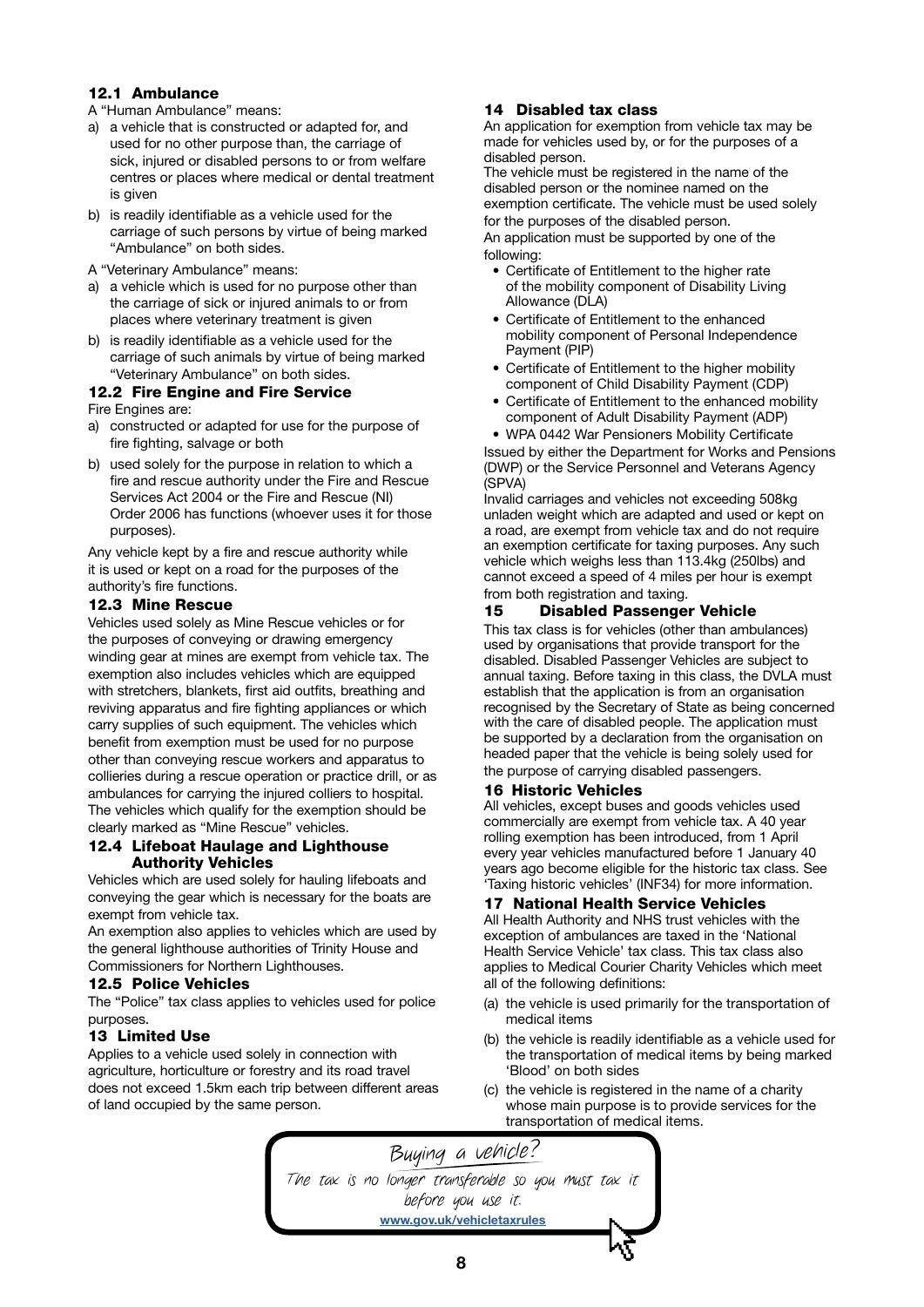### 12.1 Ambulance

A "Human Ambulance" means:

a) a vehicle that is constructed or adapted for, and used for no other purpose than, the carriage of sick, injured or disabled persons to or from welfare centres or places where medical or dental treatment is given
b) is readily identifiable as a vehicle used for the carriage of such persons by virtue of being marked "Ambulance" on both sides.

A "Veterinary Ambulance" means:

a) a vehicle which is used for no purpose other than the carriage of sick or injured animals to or from places where veterinary treatment is given
b) is readily identifiable as a vehicle used for the carriage of such animals by virtue of being marked "Veterinary Ambulance" on both sides.

### 12.2 Fire Engine and Fire Service

Fire Engines are:

a) constructed or adapted for use for the purpose of fire fighting, salvage or both
b) used solely for the purpose in relation to which a fire and rescue authority under the Fire and Rescue Services Act 2004 or the Fire and Rescue (NI) Order 2006 has functions (whoever uses it for those purposes).

Any vehicle kept by a fire and rescue authority while it is used or kept on a road for the purposes of the authority's fire functions.

### 12.3 Mine Rescue

Vehicles used solely as Mine Rescue vehicles or for the purposes of conveying or drawing emergency winding gear at mines are exempt from vehicle tax. The exemption also includes vehicles which are equipped with stretchers, blankets, first aid outfits, breathing and reviving apparatus and fire fighting appliances or which carry supplies of such equipment. The vehicles which benefit from exemption must be used for no purpose other than conveying rescue workers and apparatus to collieries during a rescue operation or practice drill, or as ambulances for carrying the injured colliers to hospital. The vehicles which qualify for the exemption should be clearly marked as "Mine Rescue" vehicles.

### 12.4 Lifeboat Haulage and Lighthouse Authority Vehicles

Vehicles which are used solely for hauling lifeboats and conveying the gear which is necessary for the boats are exempt from vehicle tax.

An exemption also applies to vehicles which are used by the general lighthouse authorities of Trinity House and Commissioners for Northern Lighthouses.

### 12.5 Police Vehicles

The "Police" tax class applies to vehicles used for police purposes.

## 13 Limited Use

Applies to a vehicle used solely in connection with agriculture, horticulture or forestry and its road travel does not exceed 1.5km each trip between different areas of land occupied by the same person.

## 14 Disabled tax class

An application for exemption from vehicle tax may be made for vehicles used by, or for the purposes of a disabled person.

The vehicle must be registered in the name of the disabled person or the nominee named on the exemption certificate. The vehicle must be used solely for the purposes of the disabled person.

An application must be supported by one of the following:

- Certificate of Entitlement to the higher rate of the mobility component of Disability Living Allowance (DLA)
- Certificate of Entitlement to the enhanced mobility component of Personal Independence Payment (PIP)
- Certificate of Entitlement to the higher mobility component of Child Disability Payment (CDP)
- Certificate of Entitlement to the enhanced mobility component of Adult Disability Payment (ADP)
- WPA 0442 War Pensioners Mobility Certificate

Issued by either the Department for Works and Pensions (DWP) or the Service Personnel and Veterans Agency (SPVA)

Invalid carriages and vehicles not exceeding 508kg unladen weight which are adapted and used or kept on a road, are exempt from vehicle tax and do not require an exemption certificate for taxing purposes. Any such vehicle which weighs less than 113.4kg (250lbs) and cannot exceed a speed of 4 miles per hour is exempt from both registration and taxing.

## 15 Disabled Passenger Vehicle

This tax class is for vehicles (other than ambulances) used by organisations that provide transport for the disabled. Disabled Passenger Vehicles are subject to annual taxing. Before taxing in this class, the DVLA must establish that the application is from an organisation recognised by the Secretary of State as being concerned with the care of disabled people. The application must be supported by a declaration from the organisation on headed paper that the vehicle is being solely used for the purpose of carrying disabled passengers.

## 16 Historic Vehicles

All vehicles, except buses and goods vehicles used commercially are exempt from vehicle tax. A 40 year rolling exemption has been introduced, from 1 April every year vehicles manufactured before 1 January 40 years ago become eligible for the historic tax class. See 'Taxing historic vehicles' (INF34) for more information.

## 17 National Health Service Vehicles

All Health Authority and NHS trust vehicles with the exception of ambulances are taxed in the 'National Health Service Vehicle' tax class. This tax class also applies to Medical Courier Charity Vehicles which meet all of the following definitions:

(a) the vehicle is used primarily for the transportation of medical items
(b) the vehicle is readily identifiable as a vehicle used for the transportation of medical items by being marked 'Blood' on both sides
(c) the vehicle is registered in the name of a charity whose main purpose is to provide services for the transportation of medical items.

*Buying a vehicle?*

*The tax is no longer transferable so you must tax it before you use it.*

www.gov.uk/vehicletaxrules